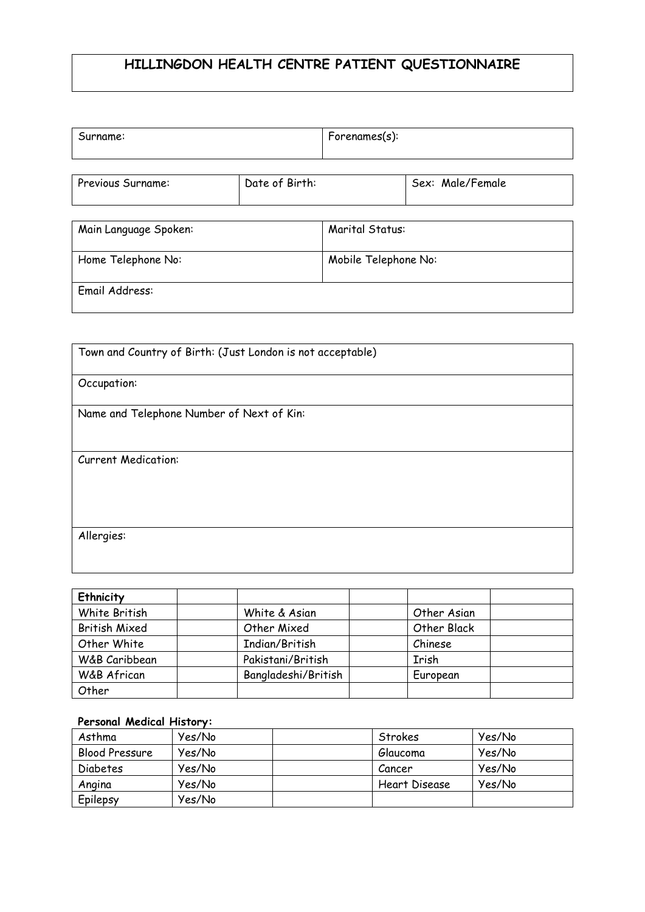# HILLINGDON HEALTH CENTRE PATIENT QUESTIONNAIRE

| Surname: | Forenames(s): |
|---|---|

| Previous Surname: | Date of Birth: | Sex: Male/Female |
|---|---|---|

| Main Language Spoken: | Marital Status: |
|---|---|
| Home Telephone No: | Mobile Telephone No: |
| Email Address: | |

| Town and Country of Birth: (Just London is not acceptable) |
|---|
| Occupation: |
| Name and Telephone Number of Next of Kin: |
| Current Medication: |
| Allergies: |

| **Ethnicity** | | | | | |
|---|---|---|---|---|---|
| White British | | White & Asian | | Other Asian | |
| British Mixed | | Other Mixed | | Other Black | |
| Other White | | Indian/British | | Chinese | |
| W&B Caribbean | | Pakistani/British | | Irish | |
| W&B African | | Bangladeshi/British | | European | |
| Other | | | | | |

**Personal Medical History:**

| Asthma | Yes/No | | Strokes | Yes/No |
|---|---|---|---|---|
| Blood Pressure | Yes/No | | Glaucoma | Yes/No |
| Diabetes | Yes/No | | Cancer | Yes/No |
| Angina | Yes/No | | Heart Disease | Yes/No |
| Epilepsy | Yes/No | | | |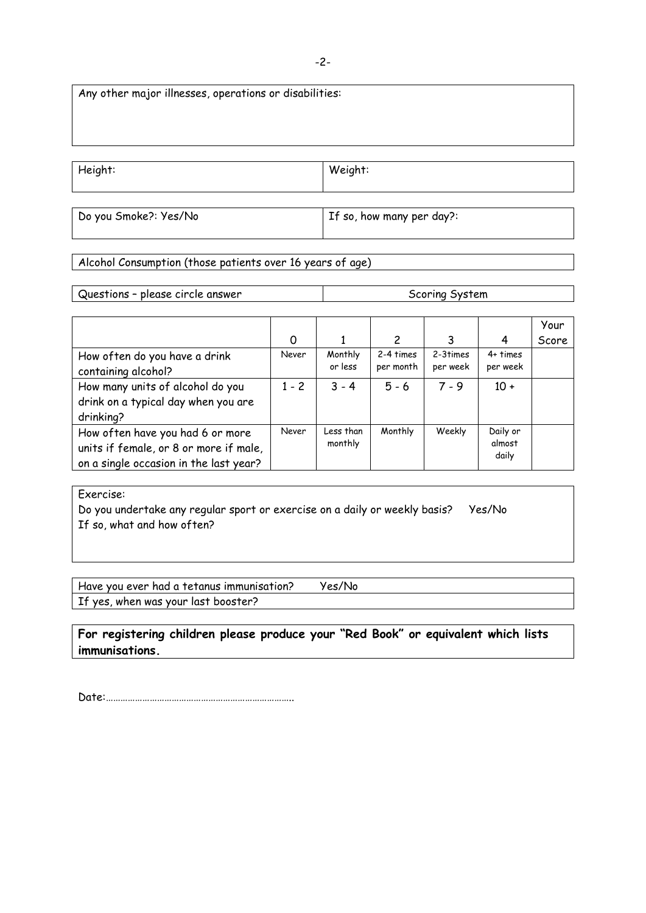Any other major illnesses, operations or disabilities:

| Height: | Weight: |
|---|---|

| Do you Smoke?: Yes/No | If so, how many per day?: |
|---|---|

Alcohol Consumption (those patients over 16 years of age)

| Questions – please circle answer | Scoring System |
|---|---|

| | 0 | 1 | 2 | 3 | 4 | Your Score |
|---|---|---|---|---|---|---|
| How often do you have a drink containing alcohol? | Never | Monthly or less | 2-4 times per month | 2-3times per week | 4+ times per week | |
| How many units of alcohol do you drink on a typical day when you are drinking? | 1 - 2 | 3 - 4 | 5 - 6 | 7 - 9 | 10 + | |
| How often have you had 6 or more units if female, or 8 or more if male, on a single occasion in the last year? | Never | Less than monthly | Monthly | Weekly | Daily or almost daily | |

Exercise:
Do you undertake any regular sport or exercise on a daily or weekly basis? Yes/No
If so, what and how often?

Have you ever had a tetanus immunisation? Yes/No
If yes, when was your last booster?

**For registering children please produce your "Red Book" or equivalent which lists immunisations.**

Date:………………………………………………………………..